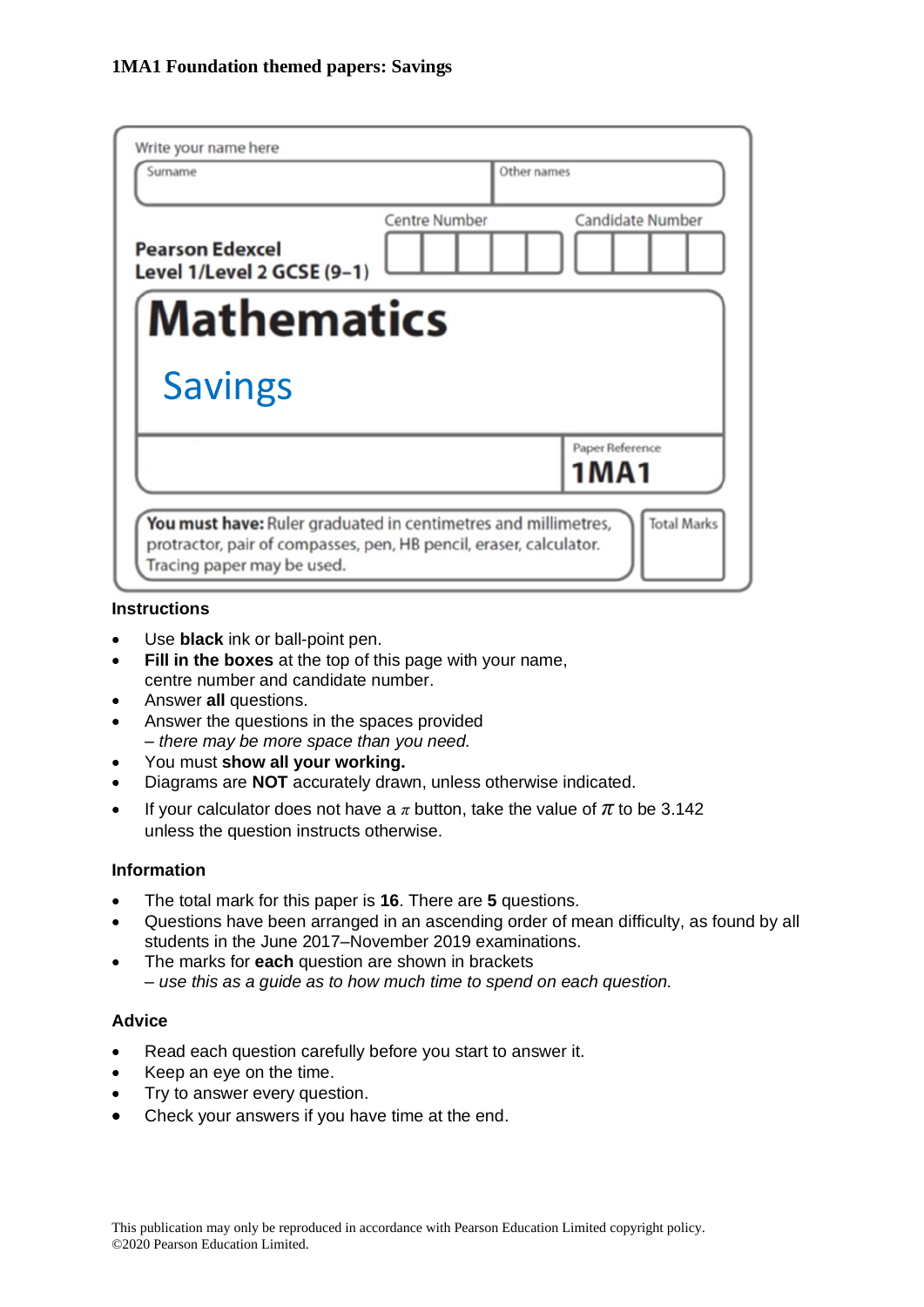**1MA1 Foundation themed papers: Savings**

Write your name here

| Surname | Other names |
| --- | --- |
| | |

**Pearson Edexcel**
**Level 1/Level 2 GCSE (9–1)**

Centre Number | Candidate Number

# Mathematics

## Savings

Paper Reference
**1MA1**

**You must have:** Ruler graduated in centimetres and millimetres, protractor, pair of compasses, pen, HB pencil, eraser, calculator. Tracing paper may be used.

Total Marks

### Instructions

- Use **black** ink or ball-point pen.
- **Fill in the boxes** at the top of this page with your name, centre number and candidate number.
- Answer **all** questions.
- Answer the questions in the spaces provided
  *– there may be more space than you need.*
- You must **show all your working.**
- Diagrams are **NOT** accurately drawn, unless otherwise indicated.
- If your calculator does not have a $\pi$ button, take the value of $\pi$ to be 3.142 unless the question instructs otherwise.

### Information

- The total mark for this paper is **16**. There are **5** questions.
- Questions have been arranged in an ascending order of mean difficulty, as found by all students in the June 2017–November 2019 examinations.
- The marks for **each** question are shown in brackets
  *– use this as a guide as to how much time to spend on each question.*

### Advice

- Read each question carefully before you start to answer it.
- Keep an eye on the time.
- Try to answer every question.
- Check your answers if you have time at the end.

This publication may only be reproduced in accordance with Pearson Education Limited copyright policy.
©2020 Pearson Education Limited.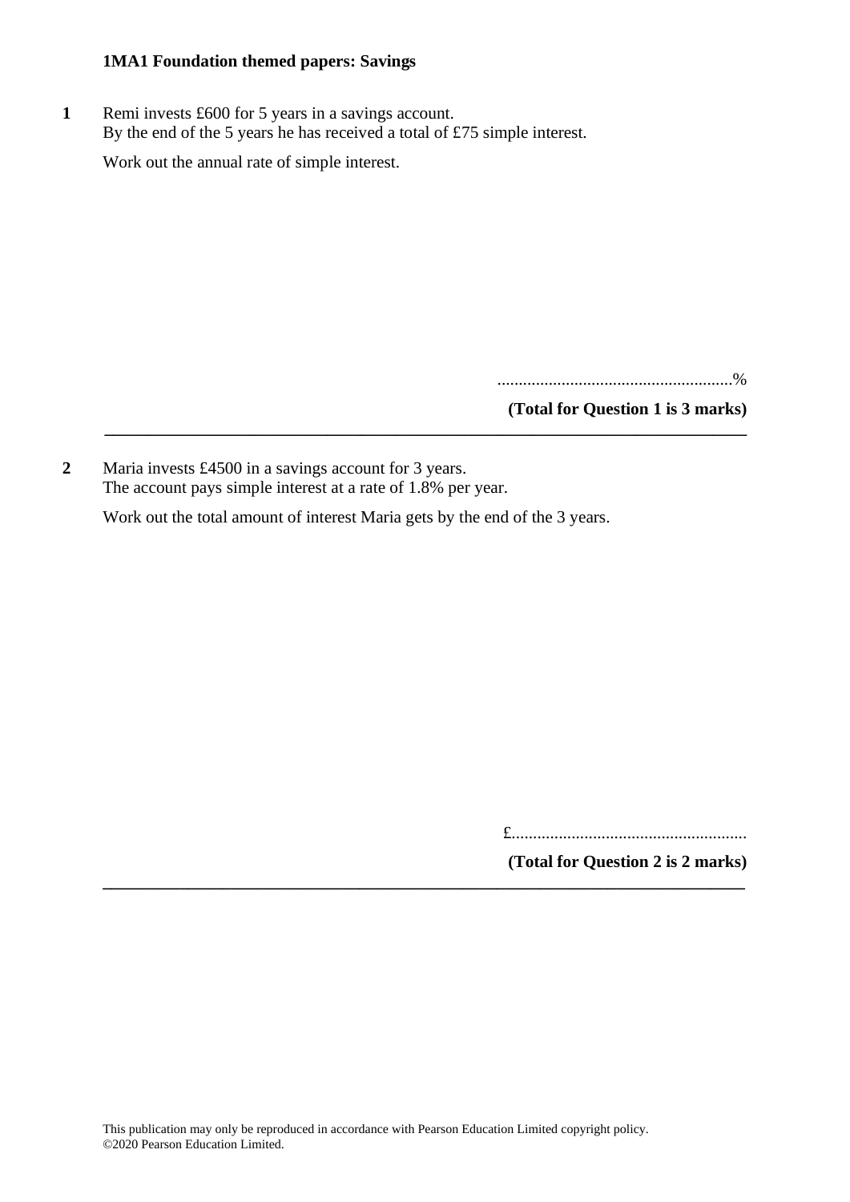**1MA1 Foundation themed papers: Savings**

**1** Remi invests £600 for 5 years in a savings account.
By the end of the 5 years he has received a total of £75 simple interest.

Work out the annual rate of simple interest.

.......................................................%

**(Total for Question 1 is 3 marks)**

---

**2** Maria invests £4500 in a savings account for 3 years.
The account pays simple interest at a rate of 1.8% per year.

Work out the total amount of interest Maria gets by the end of the 3 years.

£.......................................................

**(Total for Question 2 is 2 marks)**

---

This publication may only be reproduced in accordance with Pearson Education Limited copyright policy.
©2020 Pearson Education Limited.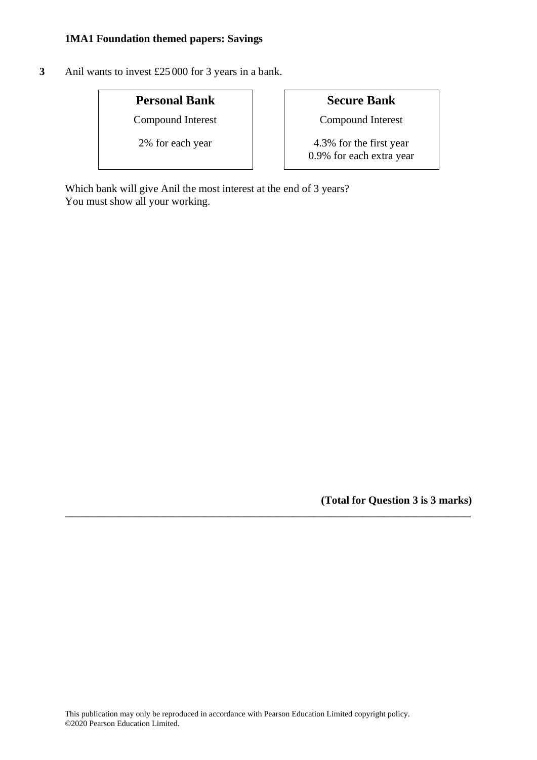**3** Anil wants to invest £25 000 for 3 years in a bank.

| **Personal Bank** | **Secure Bank** |
| --- | --- |
| Compound Interest | Compound Interest |
| 2% for each year | 4.3% for the first year<br>0.9% for each extra year |

Which bank will give Anil the most interest at the end of 3 years?
You must show all your working.

**(Total for Question 3 is 3 marks)**

---

This publication may only be reproduced in accordance with Pearson Education Limited copyright policy.
©2020 Pearson Education Limited.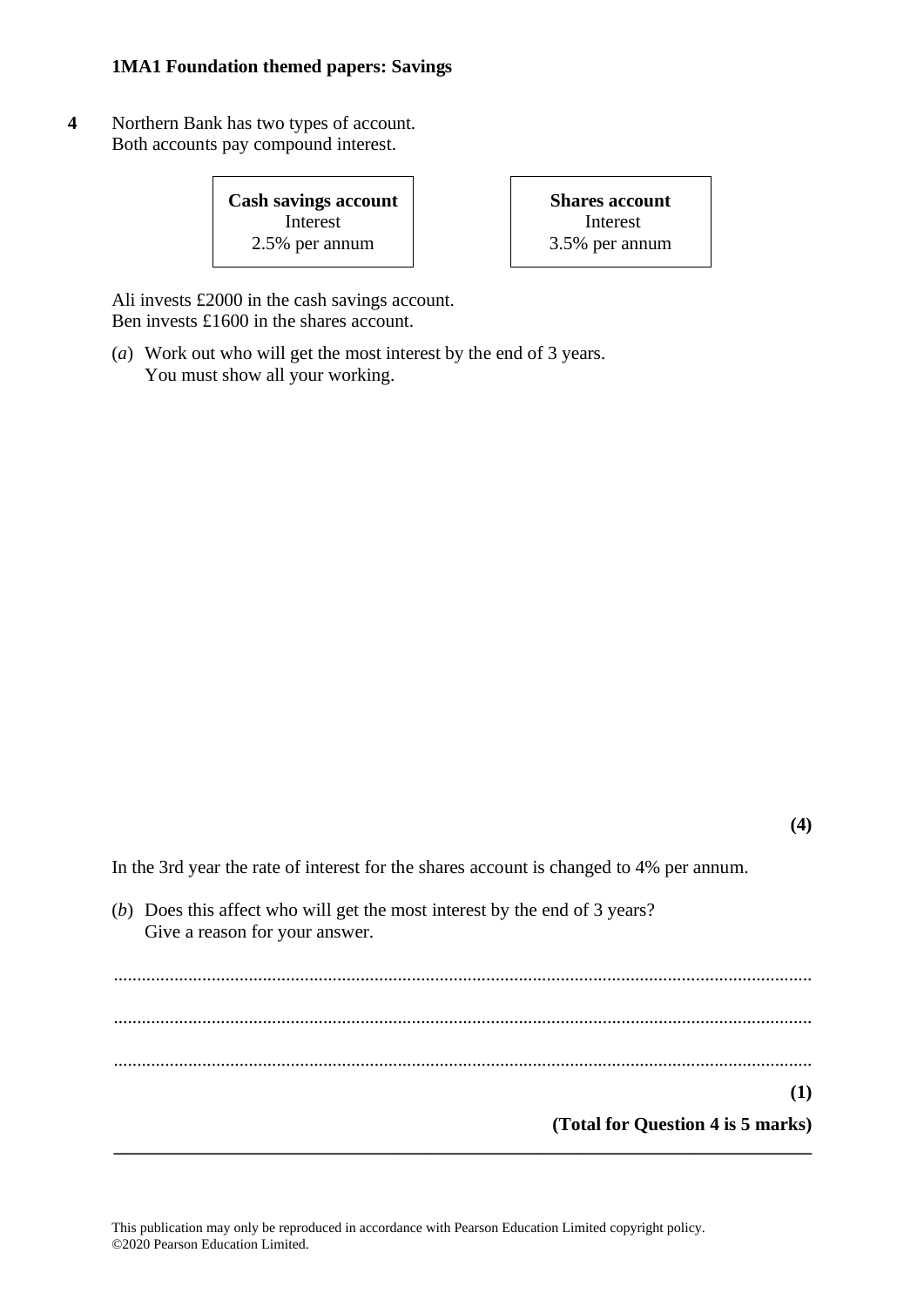**4** Northern Bank has two types of account.
Both accounts pay compound interest.

| **Cash savings account** | **Shares account** |
|---|---|
| Interest | Interest |
| 2.5% per annum | 3.5% per annum |

Ali invests £2000 in the cash savings account.
Ben invests £1600 in the shares account.

(*a*) Work out who will get the most interest by the end of 3 years.
You must show all your working.

**(4)**

In the 3rd year the rate of interest for the shares account is changed to 4% per annum.

(*b*) Does this affect who will get the most interest by the end of 3 years?
Give a reason for your answer.

..........................................................................................................................................

..........................................................................................................................................

..........................................................................................................................................

**(1)**

**(Total for Question 4 is 5 marks)**

This publication may only be reproduced in accordance with Pearson Education Limited copyright policy.
©2020 Pearson Education Limited.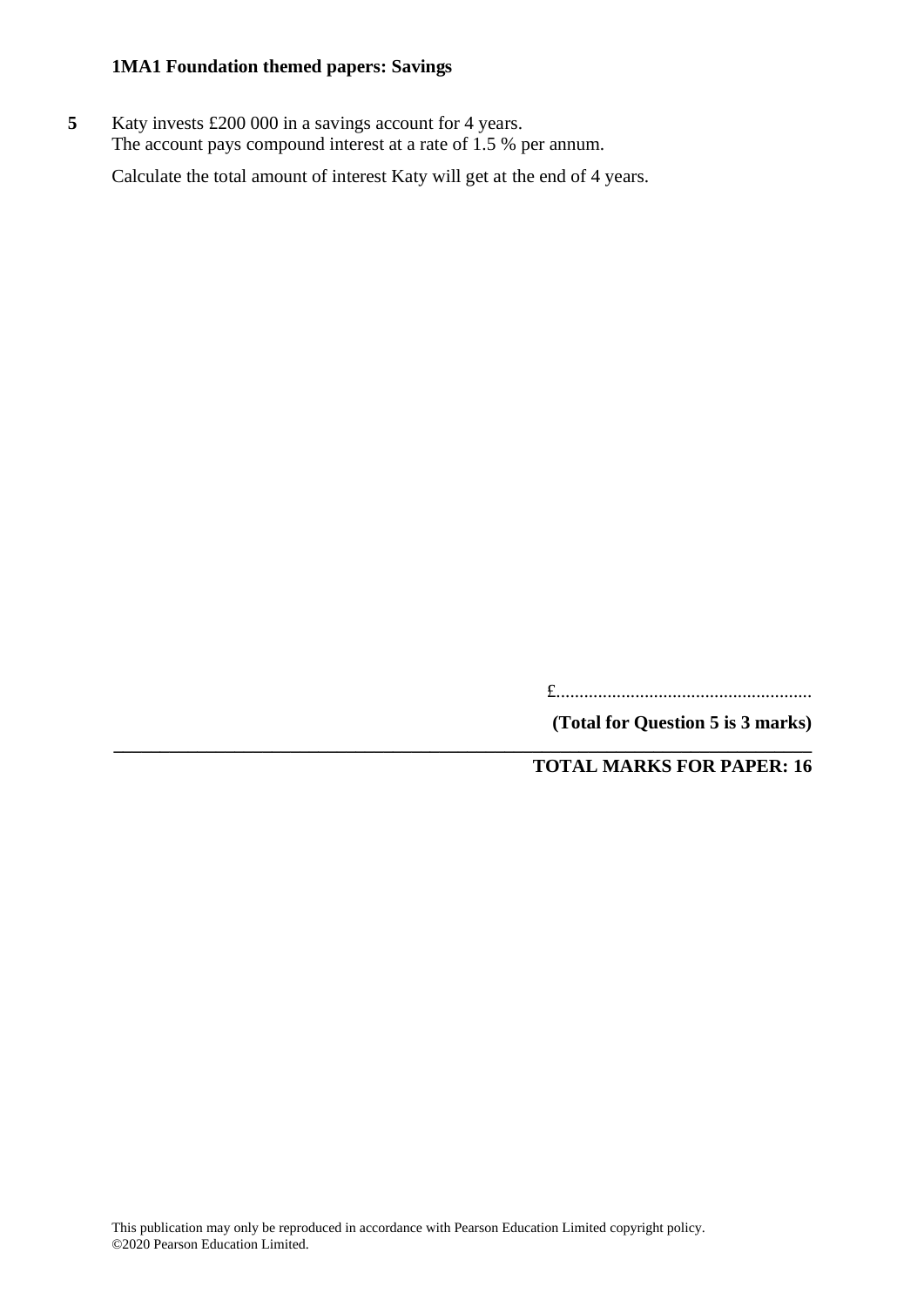**5** Katy invests £200 000 in a savings account for 4 years.
The account pays compound interest at a rate of 1.5 % per annum.

Calculate the total amount of interest Katy will get at the end of 4 years.

£.......................................................

**(Total for Question 5 is 3 marks)**

---

**TOTAL MARKS FOR PAPER: 16**